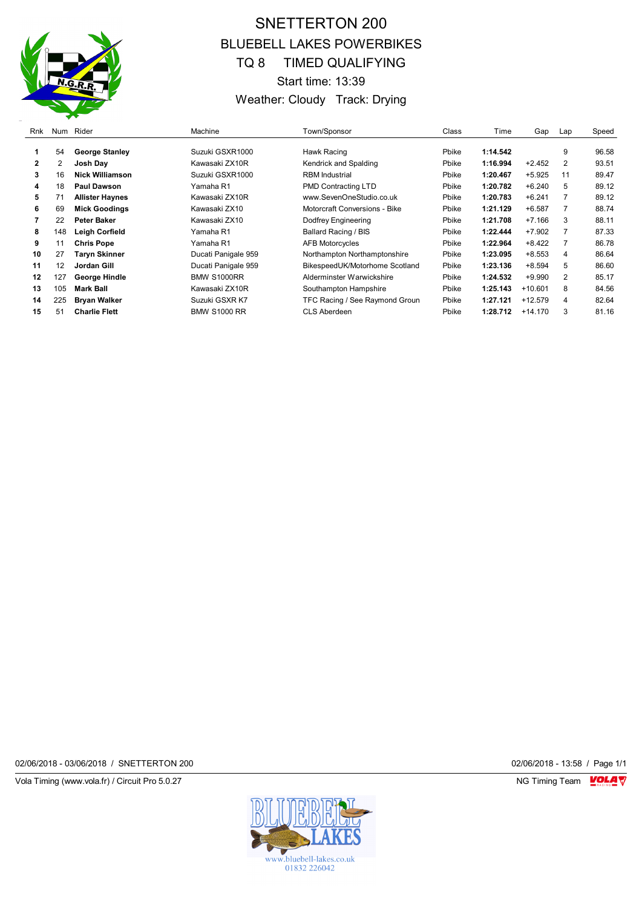# SNETTERTON 200

## BLUEBELL LAKES POWERBIKES

## TQ 8 TIMED QUALIFYING

Start time: 13:39

Weather: Cloudy Track: Drying

| Rnk | Num | Rider | Machine | Town/Sponsor | Class | Time | Gap | Lap | Speed |
|---|---|---|---|---|---|---|---|---|---|
| 1 | 54 | **George Stanley** | Suzuki GSXR1000 | Hawk Racing | Pbike | **1:14.542** | | 9 | 96.58 |
| 2 | 2 | **Josh Day** | Kawasaki ZX10R | Kendrick and Spalding | Pbike | **1:16.994** | +2.452 | 2 | 93.51 |
| 3 | 16 | **Nick Williamson** | Suzuki GSXR1000 | RBM Industrial | Pbike | **1:20.467** | +5.925 | 11 | 89.47 |
| 4 | 18 | **Paul Dawson** | Yamaha R1 | PMD Contracting LTD | Pbike | **1:20.782** | +6.240 | 5 | 89.12 |
| 5 | 71 | **Allister Haynes** | Kawasaki ZX10R | www.SevenOneStudio.co.uk | Pbike | **1:20.783** | +6.241 | 7 | 89.12 |
| 6 | 69 | **Mick Goodings** | Kawasaki ZX10 | Motorcraft Conversions - Bike | Pbike | **1:21.129** | +6.587 | 7 | 88.74 |
| 7 | 22 | **Peter Baker** | Kawasaki ZX10 | Dodfrey Engineering | Pbike | **1:21.708** | +7.166 | 3 | 88.11 |
| 8 | 148 | **Leigh Corfield** | Yamaha R1 | Ballard Racing / BIS | Pbike | **1:22.444** | +7.902 | 7 | 87.33 |
| 9 | 11 | **Chris Pope** | Yamaha R1 | AFB Motorcycles | Pbike | **1:22.964** | +8.422 | 7 | 86.78 |
| 10 | 27 | **Taryn Skinner** | Ducati Panigale 959 | Northampton Northamptonshire | Pbike | **1:23.095** | +8.553 | 4 | 86.64 |
| 11 | 12 | **Jordan Gill** | Ducati Panigale 959 | BikespeedUK/Motorhome Scotland | Pbike | **1:23.136** | +8.594 | 5 | 86.60 |
| 12 | 127 | **George Hindle** | BMW S1000RR | Alderminster Warwickshire | Pbike | **1:24.532** | +9.990 | 2 | 85.17 |
| 13 | 105 | **Mark Ball** | Kawasaki ZX10R | Southampton Hampshire | Pbike | **1:25.143** | +10.601 | 8 | 84.56 |
| 14 | 225 | **Bryan Walker** | Suzuki GSXR K7 | TFC Racing / See Raymond Groun | Pbike | **1:27.121** | +12.579 | 4 | 82.64 |
| 15 | 51 | **Charlie Flett** | BMW S1000 RR | CLS Aberdeen | Pbike | **1:28.712** | +14.170 | 3 | 81.16 |

02/06/2018 - 03/06/2018 / SNETTERTON 200 — 02/06/2018 - 13:58

Vola Timing (www.vola.fr) / Circuit Pro 5.0.27 — NG Timing Team

www.bluebell-lakes.co.uk
01832 226042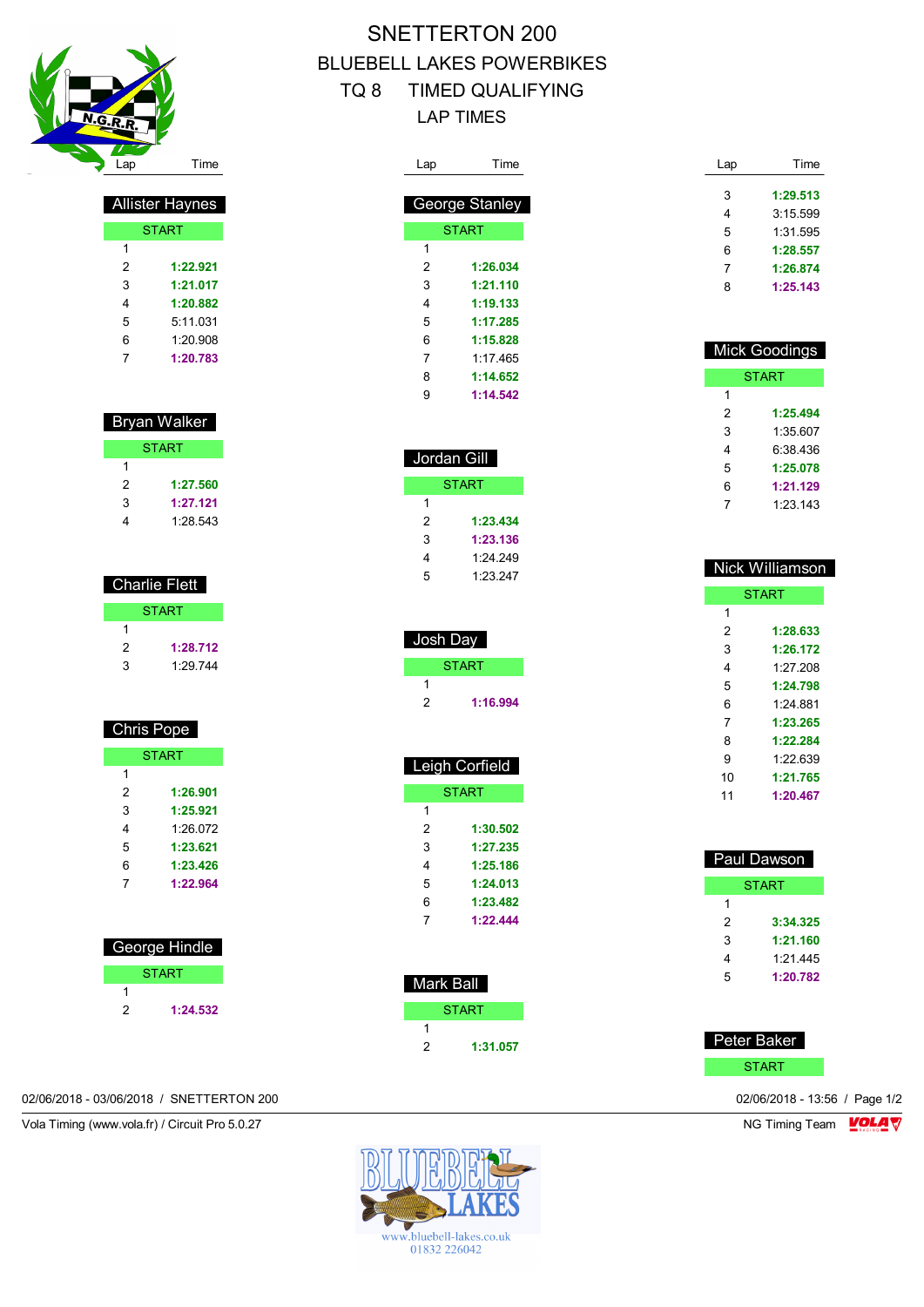# SNETTERTON 200

## BLUEBELL LAKES POWERBIKES

## TQ 8 TIMED QUALIFYING

## LAP TIMES

### Allister Haynes

| Lap | Time |
|---|---|
| START | |
| 1 | |
| 2 | **1:22.921** |
| 3 | **1:21.017** |
| 4 | **1:20.882** |
| 5 | 5:11.031 |
| 6 | 1:20.908 |
| 7 | **1:20.783** |

### Bryan Walker

| Lap | Time |
|---|---|
| START | |
| 1 | |
| 2 | **1:27.560** |
| 3 | **1:27.121** |
| 4 | 1:28.543 |

### Charlie Flett

| Lap | Time |
|---|---|
| START | |
| 1 | |
| 2 | **1:28.712** |
| 3 | 1:29.744 |

### Chris Pope

| Lap | Time |
|---|---|
| START | |
| 1 | |
| 2 | **1:26.901** |
| 3 | **1:25.921** |
| 4 | 1:26.072 |
| 5 | **1:23.621** |
| 6 | **1:23.426** |
| 7 | **1:22.964** |

### George Hindle

| Lap | Time |
|---|---|
| START | |
| 1 | |
| 2 | **1:24.532** |

### George Stanley

| Lap | Time |
|---|---|
| START | |
| 1 | |
| 2 | **1:26.034** |
| 3 | **1:21.110** |
| 4 | **1:19.133** |
| 5 | **1:17.285** |
| 6 | **1:15.828** |
| 7 | 1:17.465 |
| 8 | **1:14.652** |
| 9 | **1:14.542** |

### Jordan Gill

| Lap | Time |
|---|---|
| START | |
| 1 | |
| 2 | **1:23.434** |
| 3 | **1:23.136** |
| 4 | 1:24.249 |
| 5 | 1:23.247 |

### Josh Day

| Lap | Time |
|---|---|
| START | |
| 1 | |
| 2 | **1:16.994** |

### Leigh Corfield

| Lap | Time |
|---|---|
| START | |
| 1 | |
| 2 | **1:30.502** |
| 3 | **1:27.235** |
| 4 | **1:25.186** |
| 5 | **1:24.013** |
| 6 | **1:23.482** |
| 7 | **1:22.444** |

### Mark Ball

| Lap | Time |
|---|---|
| START | |
| 1 | |
| 2 | **1:31.057** |

| Lap | Time |
|---|---|
| 3 | **1:29.513** |
| 4 | 3:15.599 |
| 5 | 1:31.595 |
| 6 | **1:28.557** |
| 7 | **1:26.874** |
| 8 | **1:25.143** |

### Mick Goodings

| Lap | Time |
|---|---|
| START | |
| 1 | |
| 2 | **1:25.494** |
| 3 | 1:35.607 |
| 4 | 6:38.436 |
| 5 | **1:25.078** |
| 6 | **1:21.129** |
| 7 | 1:23.143 |

### Nick Williamson

| Lap | Time |
|---|---|
| START | |
| 1 | |
| 2 | **1:28.633** |
| 3 | **1:26.172** |
| 4 | 1:27.208 |
| 5 | **1:24.798** |
| 6 | 1:24.881 |
| 7 | **1:23.265** |
| 8 | **1:22.284** |
| 9 | 1:22.639 |
| 10 | **1:21.765** |
| 11 | **1:20.467** |

### Paul Dawson

| Lap | Time |
|---|---|
| START | |
| 1 | |
| 2 | **3:34.325** |
| 3 | **1:21.160** |
| 4 | 1:21.445 |
| 5 | **1:20.782** |

### Peter Baker

| Lap | Time |
|---|---|
| START | |

02/06/2018 - 03/06/2018 / SNETTERTON 200

02/06/2018 - 13:56

Vola Timing (www.vola.fr) / Circuit Pro 5.0.27

NG Timing Team

www.bluebell-lakes.co.uk
01832 226042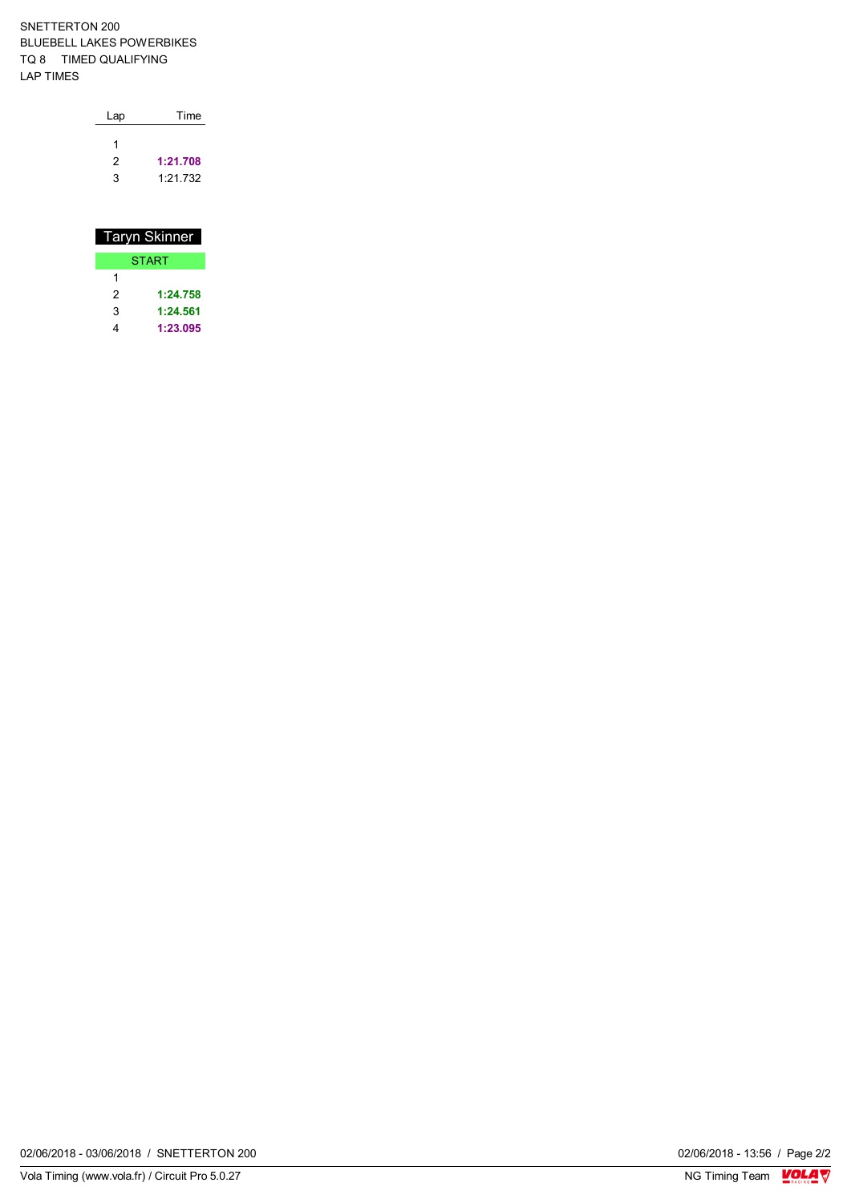SNETTERTON 200
BLUEBELL LAKES POWERBIKES
TQ 8 TIMED QUALIFYING
LAP TIMES

| Lap | Time |
|---|---|
| 1 | |
| 2 | **1:21.708** |
| 3 | 1:21.732 |

## Taryn Skinner

| Lap | Time |
|---|---|
| START | |
| 1 | |
| 2 | **1:24.758** |
| 3 | **1:24.561** |
| 4 | **1:23.095** |

02/06/2018 - 03/06/2018 / SNETTERTON 200

02/06/2018 - 13:56

Vola Timing (www.vola.fr) / Circuit Pro 5.0.27

NG Timing Team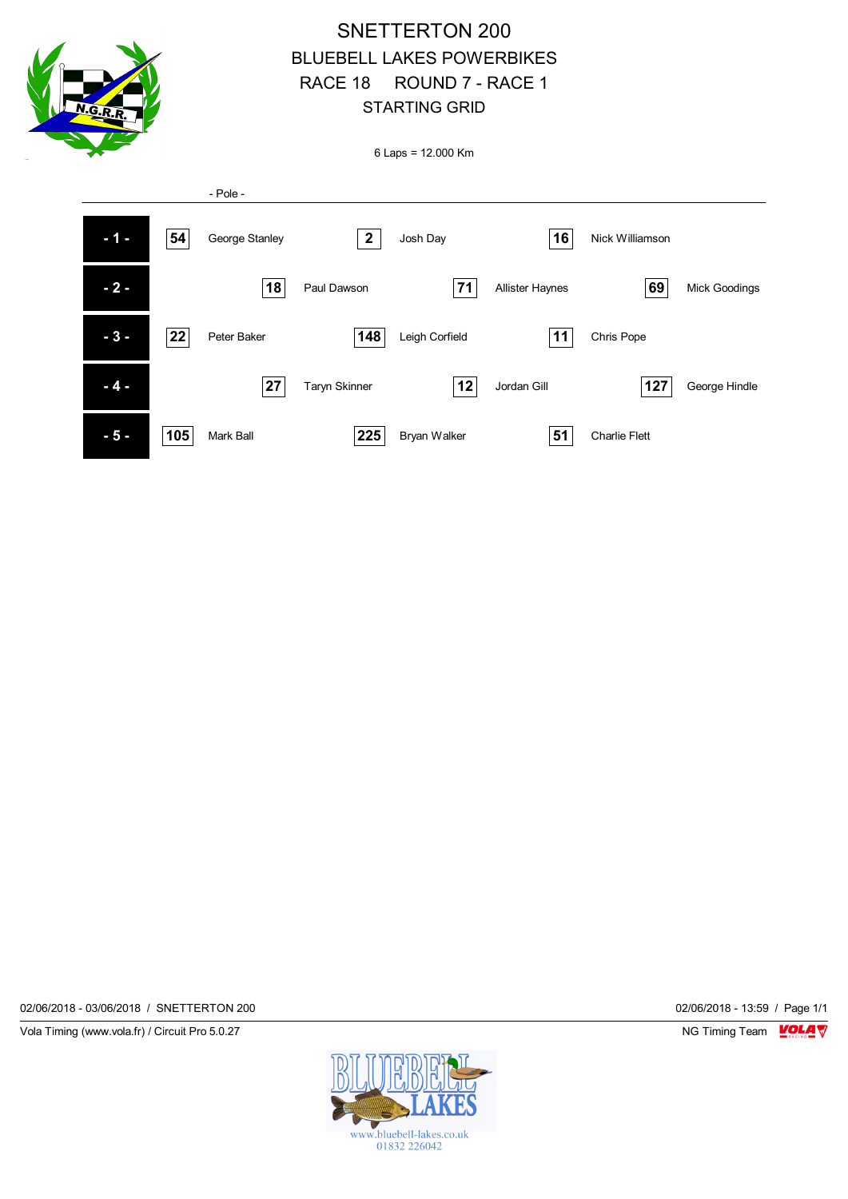# SNETTERTON 200

## BLUEBELL LAKES POWERBIKES

## RACE 18 ROUND 7 - RACE 1

## STARTING GRID

6 Laps = 12.000 Km

- Pole -

| Row | No. | Rider | No. | Rider | No. | Rider |
|---|---|---|---|---|---|---|
| - 1 - | 54 | George Stanley | 2 | Josh Day | 16 | Nick Williamson |
| - 2 - | 18 | Paul Dawson | 71 | Allister Haynes | 69 | Mick Goodings |
| - 3 - | 22 | Peter Baker | 148 | Leigh Corfield | 11 | Chris Pope |
| - 4 - | 27 | Taryn Skinner | 12 | Jordan Gill | 127 | George Hindle |
| - 5 - | 105 | Mark Ball | 225 | Bryan Walker | 51 | Charlie Flett |

02/06/2018 - 03/06/2018 / SNETTERTON 200

02/06/2018 - 13:59

Vola Timing (www.vola.fr) / Circuit Pro 5.0.27

NG Timing Team

www.bluebell-lakes.co.uk
01832 226042